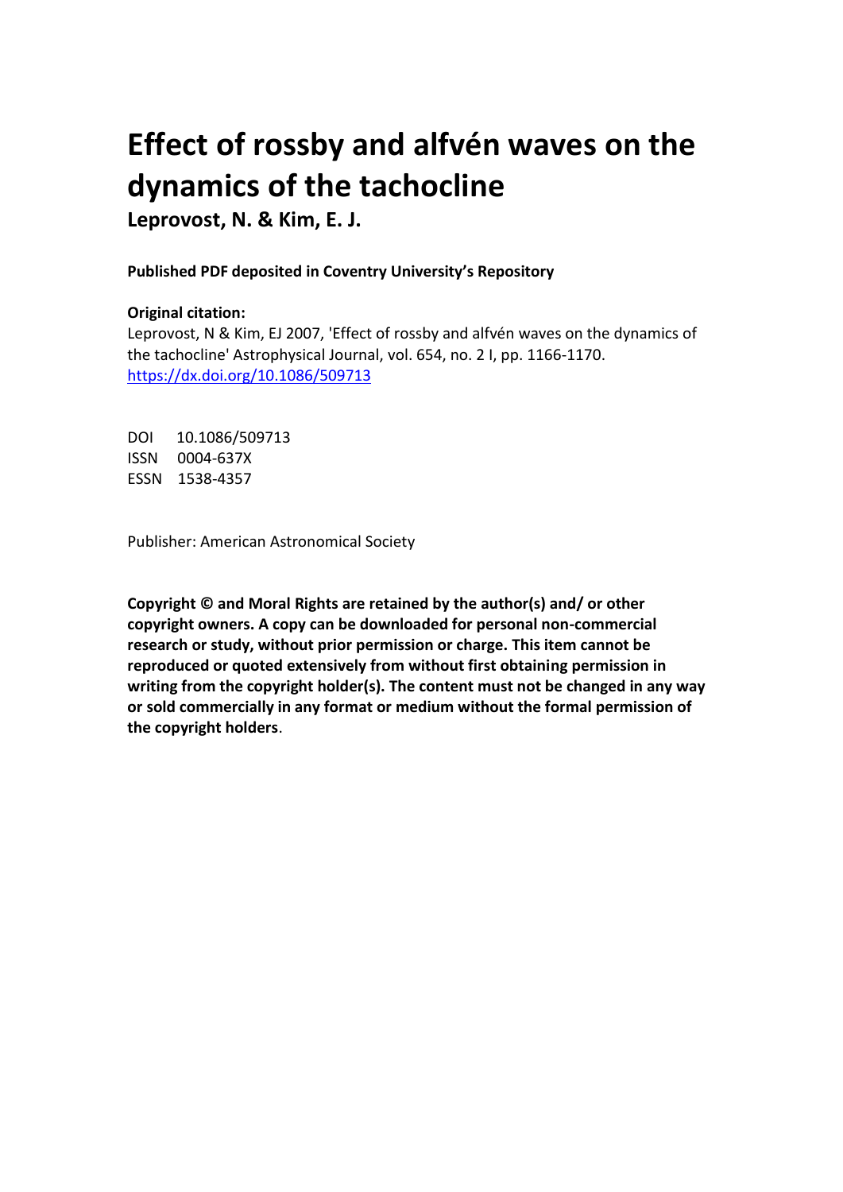# Effect of rossby and alfvén waves on the dynamics of the tachocline

**Leprovost, N. & Kim, E. J.**

**Published PDF deposited in Coventry University's Repository**

**Original citation:**

Leprovost, N & Kim, EJ 2007, 'Effect of rossby and alfvén waves on the dynamics of the tachocline' Astrophysical Journal, vol. 654, no. 2 I, pp. 1166-1170.
https://dx.doi.org/10.1086/509713

DOI 10.1086/509713
ISSN 0004-637X
ESSN 1538-4357

Publisher: American Astronomical Society

**Copyright © and Moral Rights are retained by the author(s) and/ or other copyright owners. A copy can be downloaded for personal non-commercial research or study, without prior permission or charge. This item cannot be reproduced or quoted extensively from without first obtaining permission in writing from the copyright holder(s). The content must not be changed in any way or sold commercially in any format or medium without the formal permission of the copyright holders**.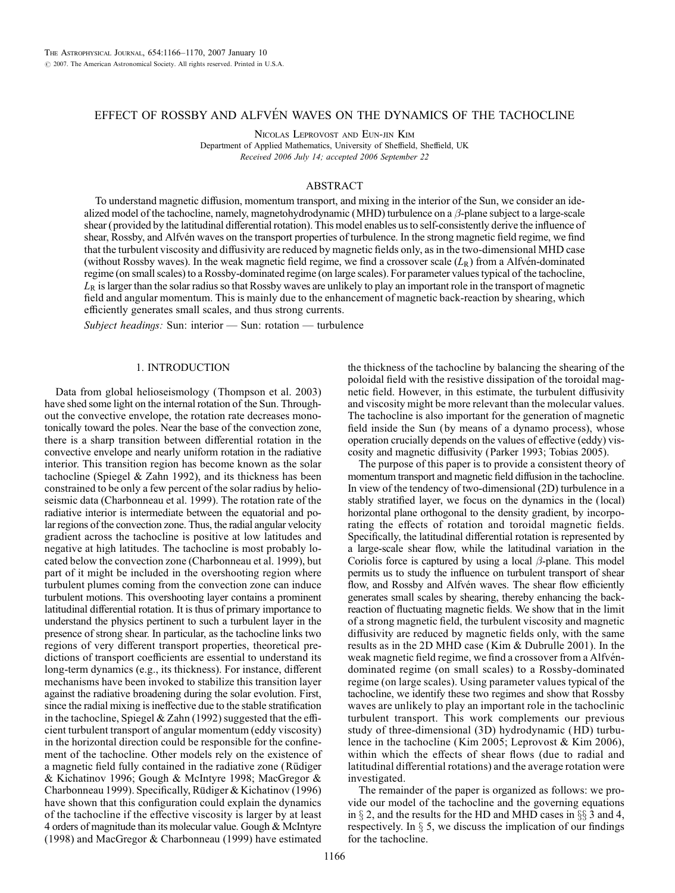# EFFECT OF ROSSBY AND ALFVÉN WAVES ON THE DYNAMICS OF THE TACHOCLINE

Nicolas Leprovost and Eun-jin Kim

Department of Applied Mathematics, University of Sheffield, Sheffield, UK

*Received 2006 July 14; accepted 2006 September 22*

## ABSTRACT

To understand magnetic diffusion, momentum transport, and mixing in the interior of the Sun, we consider an idealized model of the tachocline, namely, magnetohydrodynamic (MHD) turbulence on a $\beta$-plane subject to a large-scale shear (provided by the latitudinal differential rotation). This model enables us to self-consistently derive the influence of shear, Rossby, and Alfvén waves on the transport properties of turbulence. In the strong magnetic field regime, we find that the turbulent viscosity and diffusivity are reduced by magnetic fields only, as in the two-dimensional MHD case (without Rossby waves). In the weak magnetic field regime, we find a crossover scale ($L_R$) from a Alfvén-dominated regime (on small scales) to a Rossby-dominated regime (on large scales). For parameter values typical of the tachocline, $L_R$ is larger than the solar radius so that Rossby waves are unlikely to play an important role in the transport of magnetic field and angular momentum. This is mainly due to the enhancement of magnetic back-reaction by shearing, which efficiently generates small scales, and thus strong currents.

*Subject headings:* Sun: interior — Sun: rotation — turbulence

## 1. INTRODUCTION

Data from global helioseismology (Thompson et al. 2003) have shed some light on the internal rotation of the Sun. Throughout the convective envelope, the rotation rate decreases monotonically toward the poles. Near the base of the convection zone, there is a sharp transition between differential rotation in the convective envelope and nearly uniform rotation in the radiative interior. This transition region has become known as the solar tachocline (Spiegel & Zahn 1992), and its thickness has been constrained to be only a few percent of the solar radius by helioseismic data (Charbonneau et al. 1999). The rotation rate of the radiative interior is intermediate between the equatorial and polar regions of the convection zone. Thus, the radial angular velocity gradient across the tachocline is positive at low latitudes and negative at high latitudes. The tachocline is most probably located below the convection zone (Charbonneau et al. 1999), but part of it might be included in the overshooting region where turbulent plumes coming from the convection zone can induce turbulent motions. This overshooting layer contains a prominent latitudinal differential rotation. It is thus of primary importance to understand the physics pertinent to such a turbulent layer in the presence of strong shear. In particular, as the tachocline links two regions of very different transport properties, theoretical predictions of transport coefficients are essential to understand its long-term dynamics (e.g., its thickness). For instance, different mechanisms have been invoked to stabilize this transition layer against the radiative broadening during the solar evolution. First, since the radial mixing is ineffective due to the stable stratification in the tachocline, Spiegel & Zahn (1992) suggested that the efficient turbulent transport of angular momentum (eddy viscosity) in the horizontal direction could be responsible for the confinement of the tachocline. Other models rely on the existence of a magnetic field fully contained in the radiative zone (Rüdiger & Kichatinov 1996; Gough & McIntyre 1998; MacGregor & Charbonneau 1999). Specifically, Rüdiger & Kichatinov (1996) have shown that this configuration could explain the dynamics of the tachocline if the effective viscosity is larger by at least 4 orders of magnitude than its molecular value. Gough & McIntyre (1998) and MacGregor & Charbonneau (1999) have estimated the thickness of the tachocline by balancing the shearing of the poloidal field with the resistive dissipation of the toroidal magnetic field. However, in this estimate, the turbulent diffusivity and viscosity might be more relevant than the molecular values. The tachocline is also important for the generation of magnetic field inside the Sun (by means of a dynamo process), whose operation crucially depends on the values of effective (eddy) viscosity and magnetic diffusivity (Parker 1993; Tobias 2005).

The purpose of this paper is to provide a consistent theory of momentum transport and magnetic field diffusion in the tachocline. In view of the tendency of two-dimensional (2D) turbulence in a stably stratified layer, we focus on the dynamics in the (local) horizontal plane orthogonal to the density gradient, by incorporating the effects of rotation and toroidal magnetic fields. Specifically, the latitudinal differential rotation is represented by a large-scale shear flow, while the latitudinal variation in the Coriolis force is captured by using a local $\beta$-plane. This model permits us to study the influence on turbulent transport of shear flow, and Rossby and Alfvén waves. The shear flow efficiently generates small scales by shearing, thereby enhancing the back-reaction of fluctuating magnetic fields. We show that in the limit of a strong magnetic field, the turbulent viscosity and magnetic diffusivity are reduced by magnetic fields only, with the same results as in the 2D MHD case (Kim & Dubrulle 2001). In the weak magnetic field regime, we find a crossover from a Alfvén-dominated regime (on small scales) to a Rossby-dominated regime (on large scales). Using parameter values typical of the tachocline, we identify these two regimes and show that Rossby waves are unlikely to play an important role in the tachoclinic turbulent transport. This work complements our previous study of three-dimensional (3D) hydrodynamic (HD) turbulence in the tachocline (Kim 2005; Leprovost & Kim 2006), within which the effects of shear flows (due to radial and latitudinal differential rotations) and the average rotation were investigated.

The remainder of the paper is organized as follows: we provide our model of the tachocline and the governing equations in § 2, and the results for the HD and MHD cases in §§ 3 and 4, respectively. In § 5, we discuss the implication of our findings for the tachocline.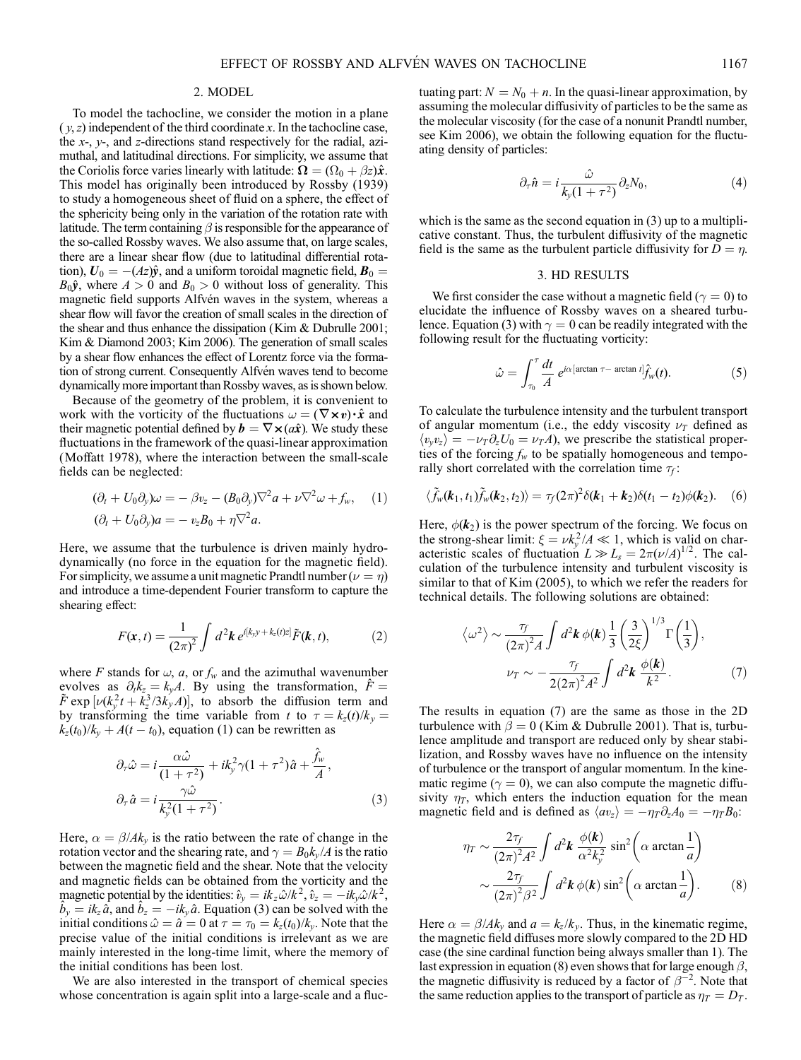## 2. MODEL

To model the tachocline, we consider the motion in a plane $(y, z)$ independent of the third coordinate $x$. In the tachocline case, the $x$-, $y$-, and $z$-directions stand respectively for the radial, azimuthal, and latitudinal directions. For simplicity, we assume that the Coriolis force varies linearly with latitude: $\boldsymbol{\Omega} = (\Omega_0 + \beta z)\hat{\boldsymbol{x}}$. This model has originally been introduced by Rossby (1939) to study a homogeneous sheet of fluid on a sphere, the effect of the sphericity being only in the variation of the rotation rate with latitude. The term containing $\beta$ is responsible for the appearance of the so-called Rossby waves. We also assume that, on large scales, there are a linear shear flow (due to latitudinal differential rotation), $\boldsymbol{U}_0 = -(Az)\hat{\boldsymbol{y}}$, and a uniform toroidal magnetic field, $\boldsymbol{B}_0 = B_0\hat{\boldsymbol{y}}$, where $A > 0$ and $B_0 > 0$ without loss of generality. This magnetic field supports Alfvén waves in the system, whereas a shear flow will favor the creation of small scales in the direction of the shear and thus enhance the dissipation (Kim & Dubrulle 2001; Kim & Diamond 2003; Kim 2006). The generation of small scales by a shear flow enhances the effect of Lorentz force via the formation of strong current. Consequently Alfvén waves tend to become dynamically more important than Rossby waves, as is shown below.

Because of the geometry of the problem, it is convenient to work with the vorticity of the fluctuations $\omega = (\nabla \times \boldsymbol{v}) \cdot \hat{\boldsymbol{x}}$ and their magnetic potential defined by $\boldsymbol{b} = \nabla \times (a\hat{\boldsymbol{x}})$. We study these fluctuations in the framework of the quasi-linear approximation (Moffatt 1978), where the interaction between the small-scale fields can be neglected:

$$
(\partial_t + U_0\partial_y)\omega = -\beta v_z - (B_0\partial_y)\nabla^2 a + \nu\nabla^2\omega + f_w, \quad (1)
$$

$$
(\partial_t + U_0\partial_y)a = -v_z B_0 + \eta\nabla^2 a.
$$

Here, we assume that the turbulence is driven mainly hydrodynamically (no force in the equation for the magnetic field). For simplicity, we assume a unit magnetic Prandtl number ($\nu = \eta$) and introduce a time-dependent Fourier transform to capture the shearing effect:

$$
F(\boldsymbol{x}, t) = \frac{1}{(2\pi)^2}\int d^2\boldsymbol{k}\, e^{i[k_y y + k_z(t)z]}\tilde{F}(\boldsymbol{k}, t), \quad (2)
$$

where $F$ stands for $\omega$, $a$, or $f_w$ and the azimuthal wavenumber evolves as $\partial_t k_z = k_y A$. By using the transformation, $\hat{F} = \tilde{F}\exp\left[\nu(k_y^2 t + k_z^3/3k_y A)\right]$, to absorb the diffusion term and by transforming the time variable from $t$ to $\tau = k_z(t)/k_y = k_z(t_0)/k_y + A(t - t_0)$, equation (1) can be rewritten as

$$
\partial_\tau\hat{\omega} = i\frac{\alpha\hat{\omega}}{(1+\tau^2)} + ik_y^2\gamma(1+\tau^2)\hat{a} + \frac{\hat{f}_w}{A},
$$

$$
\partial_\tau\hat{a} = i\frac{\gamma\hat{\omega}}{k_y^2(1+\tau^2)}. \quad (3)
$$

Here, $\alpha = \beta/Ak_y$ is the ratio between the rate of change in the rotation vector and the shearing rate, and $\gamma = B_0 k_y/A$ is the ratio between the magnetic field and the shear. Note that the velocity and magnetic fields can be obtained from the vorticity and the magnetic potential by the identities: $\hat{v}_y = ik_z\hat{\omega}/k^2$, $\hat{v}_z = -ik_y\hat{\omega}/k^2$, $\hat{b}_y = ik_z\hat{a}$, and $\hat{b}_z = -ik_y\hat{a}$. Equation (3) can be solved with the initial conditions $\hat{\omega} = \hat{a} = 0$ at $\tau = \tau_0 = k_z(t_0)/k_y$. Note that the precise value of the initial conditions is irrelevant as we are mainly interested in the long-time limit, where the memory of the initial conditions has been lost.

We are also interested in the transport of chemical species whose concentration is again split into a large-scale and a fluctuating part: $N = N_0 + n$. In the quasi-linear approximation, by assuming the molecular diffusivity of particles to be the same as the molecular viscosity (for the case of a nonunit Prandtl number, see Kim 2006), we obtain the following equation for the fluctuating density of particles:

$$
\partial_\tau\hat{n} = i\frac{\hat{\omega}}{k_y(1+\tau^2)}\partial_z N_0, \quad (4)
$$

which is the same as the second equation in (3) up to a multiplicative constant. Thus, the turbulent diffusivity of the magnetic field is the same as the turbulent particle diffusivity for $D = \eta$.

## 3. HD RESULTS

We first consider the case without a magnetic field ($\gamma = 0$) to elucidate the influence of Rossby waves on a sheared turbulence. Equation (3) with $\gamma = 0$ can be readily integrated with the following result for the fluctuating vorticity:

$$
\hat{\omega} = \int_{\tau_0}^{\tau}\frac{dt}{A}\, e^{i\alpha[\arctan\tau - \arctan t]}\hat{f}_w(t). \quad (5)
$$

To calculate the turbulence intensity and the turbulent transport of angular momentum (i.e., the eddy viscosity $\nu_T$ defined as $\langle v_y v_z\rangle = -\nu_T\partial_z U_0 = \nu_T A$), we prescribe the statistical properties of the forcing $f_w$ to be spatially homogeneous and temporally short correlated with the correlation time $\tau_f$:

$$
\langle\tilde{f}_w(\boldsymbol{k}_1, t_1)\tilde{f}_w(\boldsymbol{k}_2, t_2)\rangle = \tau_f(2\pi)^2\delta(\boldsymbol{k}_1 + \boldsymbol{k}_2)\delta(t_1 - t_2)\phi(\boldsymbol{k}_2). \quad (6)
$$

Here, $\phi(\boldsymbol{k}_2)$ is the power spectrum of the forcing. We focus on the strong-shear limit: $\xi = \nu k_y^2/A \ll 1$, which is valid on characteristic scales of fluctuation $L \gg L_s = 2\pi(\nu/A)^{1/2}$. The calculation of the turbulence intensity and turbulent viscosity is similar to that of Kim (2005), to which we refer the readers for technical details. The following solutions are obtained:

$$
\langle\omega^2\rangle \sim \frac{\tau_f}{(2\pi)^2 A}\int d^2\boldsymbol{k}\,\phi(\boldsymbol{k})\frac{1}{3}\left(\frac{3}{2\xi}\right)^{1/3}\Gamma\left(\frac{1}{3}\right),
$$

$$
\nu_T \sim -\frac{\tau_f}{2(2\pi)^2 A^2}\int d^2\boldsymbol{k}\,\frac{\phi(\boldsymbol{k})}{k^2}. \quad (7)
$$

The results in equation (7) are the same as those in the 2D turbulence with $\beta = 0$ (Kim & Dubrulle 2001). That is, turbulence amplitude and transport are reduced only by shear stabilization, and Rossby waves have no influence on the intensity of turbulence or the transport of angular momentum. In the kinematic regime ($\gamma = 0$), we can also compute the magnetic diffusivity $\eta_T$, which enters the induction equation for the mean magnetic field and is defined as $\langle av_z\rangle = -\eta_T\partial_z A_0 = -\eta_T B_0$:

$$
\eta_T \sim \frac{2\tau_f}{(2\pi)^2 A^2}\int d^2\boldsymbol{k}\,\frac{\phi(\boldsymbol{k})}{\alpha^2 k_y^2}\sin^2\left(\alpha\arctan\frac{1}{a}\right)
$$

$$
\sim \frac{2\tau_f}{(2\pi)^2\beta^2}\int d^2\boldsymbol{k}\,\phi(\boldsymbol{k})\sin^2\left(\alpha\arctan\frac{1}{a}\right). \quad (8)
$$

Here $\alpha = \beta/Ak_y$ and $a = k_z/k_y$. Thus, in the kinematic regime, the magnetic field diffuses more slowly compared to the 2D HD case (the sine cardinal function being always smaller than 1). The last expression in equation (8) even shows that for large enough $\beta$, the magnetic diffusivity is reduced by a factor of $\beta^{-2}$. Note that the same reduction applies to the transport of particle as $\eta_T = D_T$.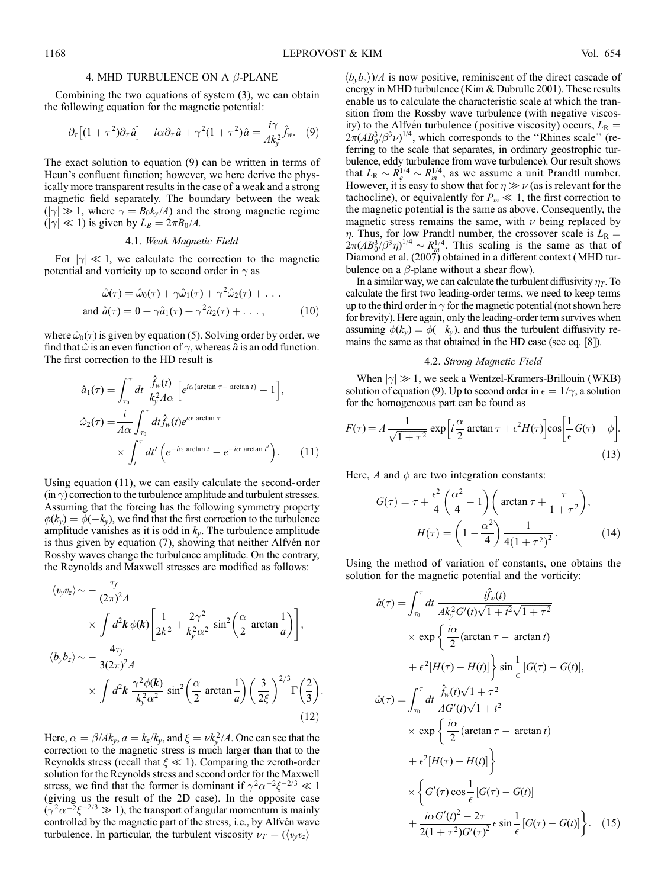## 4. MHD TURBULENCE ON A $\beta$-PLANE

Combining the two equations of system (3), we can obtain the following equation for the magnetic potential:

$$\partial_\tau\left[(1+\tau^2)\partial_\tau \hat{a}\right] - i\alpha\partial_\tau \hat{a} + \gamma^2(1+\tau^2)\hat{a} = \frac{i\gamma}{Ak_y^2}\hat{f}_w. \quad (9)$$

The exact solution to equation (9) can be written in terms of Heun's confluent function; however, we here derive the physically more transparent results in the case of a weak and a strong magnetic field separately. The boundary between the weak ($|\gamma| \gg 1$, where $\gamma = B_0 k_y/A$) and the strong magnetic regime ($|\gamma| \ll 1$) is given by $L_B = 2\pi B_0/A$.

### 4.1. *Weak Magnetic Field*

For $|\gamma| \ll 1$, we calculate the correction to the magnetic potential and vorticity up to second order in $\gamma$ as

$$\hat{\omega}(\tau) = \hat{\omega}_0(\tau) + \gamma\hat{\omega}_1(\tau) + \gamma^2\hat{\omega}_2(\tau) + \ldots$$
$$\text{and } \hat{a}(\tau) = 0 + \gamma\hat{a}_1(\tau) + \gamma^2\hat{a}_2(\tau) + \ldots, \quad (10)$$

where $\hat{\omega}_0(\tau)$ is given by equation (5). Solving order by order, we find that $\hat{\omega}$ is an even function of $\gamma$, whereas $\hat{a}$ is an odd function. The first correction to the HD result is

$$\hat{a}_1(\tau) = \int_{\tau_0}^{\tau} dt\, \frac{\hat{f}_w(t)}{k_y^2 A\alpha}\left[e^{i\alpha(\arctan\tau - \arctan t)} - 1\right],$$
$$\hat{\omega}_2(\tau) = \frac{i}{A\alpha}\int_{\tau_0}^{\tau} dt\, \hat{f}_w(t)e^{i\alpha\arctan\tau} \times \int_t^{\tau} dt'\left(e^{-i\alpha\arctan t} - e^{-i\alpha\arctan t'}\right). \quad (11)$$

Using equation (11), we can easily calculate the second-order (in $\gamma$) correction to the turbulence amplitude and turbulent stresses. Assuming that the forcing has the following symmetry property $\phi(k_y) = \phi(-k_y)$, we find that the first correction to the turbulence amplitude vanishes as it is odd in $k_y$. The turbulence amplitude is thus given by equation (7), showing that neither Alfvén nor Rossby waves change the turbulence amplitude. On the contrary, the Reynolds and Maxwell stresses are modified as follows:

$$\langle v_y v_z\rangle \sim -\frac{\tau_f}{(2\pi)^2 A} \times \int d^2\boldsymbol{k}\,\phi(\boldsymbol{k})\left[\frac{1}{2k^2} + \frac{2\gamma^2}{k_y^2\alpha^2}\sin^2\left(\frac{\alpha}{2}\arctan\frac{1}{a}\right)\right],$$
$$\langle b_y b_z\rangle \sim -\frac{4\tau_f}{3(2\pi)^2 A} \times \int d^2\boldsymbol{k}\,\frac{\gamma^2\phi(\boldsymbol{k})}{k_y^2\alpha^2}\sin^2\left(\frac{\alpha}{2}\arctan\frac{1}{a}\right)\left(\frac{3}{2\xi}\right)^{2/3}\Gamma\left(\frac{2}{3}\right). \quad (12)$$

Here, $\alpha = \beta/Ak_y$, $a = k_z/k_y$, and $\xi = \nu k_y^2/A$. One can see that the correction to the magnetic stress is much larger than that to the Reynolds stress (recall that $\xi \ll 1$). Comparing the zeroth-order solution for the Reynolds stress and second order for the Maxwell stress, we find that the former is dominant if $\gamma^2\alpha^{-2}\xi^{-2/3} \ll 1$ (giving us the result of the 2D case). In the opposite case ($\gamma^2\alpha^{-2}\xi^{-2/3} \gg 1$), the transport of angular momentum is mainly controlled by the magnetic part of the stress, i.e., by Alfvén wave turbulence. In particular, the turbulent viscosity $\nu_T = (\langle v_y v_z\rangle - \langle b_y b_z\rangle)/A$ is now positive, reminiscent of the direct cascade of energy in MHD turbulence (Kim & Dubrulle 2001). These results enable us to calculate the characteristic scale at which the transition from the Rossby wave turbulence (with negative viscosity) to the Alfvén turbulence (positive viscosity) occurs, $L_R = 2\pi(AB_0^3/\beta^3\nu)^{1/4}$, which corresponds to the "Rhines scale" (referring to the scale that separates, in ordinary geostrophic turbulence, eddy turbulence from wave turbulence). Our result shows that $L_R \sim R_e^{1/4} \sim R_m^{1/4}$, as we assume a unit Prandtl number. However, it is easy to show that for $\eta \gg \nu$ (as is relevant for the tachocline), or equivalently for $P_m \ll 1$, the first correction to the magnetic potential is the same as above. Consequently, the magnetic stress remains the same, with $\nu$ being replaced by $\eta$. Thus, for low Prandtl number, the crossover scale is $L_R = 2\pi(AB_0^3/\beta^3\eta)^{1/4} \sim R_m^{1/4}$. This scaling is the same as that of Diamond et al. (2007) obtained in a different context (MHD turbulence on a $\beta$-plane without a shear flow).

In a similar way, we can calculate the turbulent diffusivity $\eta_T$. To calculate the first two leading-order terms, we need to keep terms up to the third order in $\gamma$ for the magnetic potential (not shown here for brevity). Here again, only the leading-order term survives when assuming $\phi(k_y) = \phi(-k_y)$, and thus the turbulent diffusivity remains the same as that obtained in the HD case (see eq. [8]).

### 4.2. *Strong Magnetic Field*

When $|\gamma| \gg 1$, we seek a Wentzel-Kramers-Brillouin (WKB) solution of equation (9). Up to second order in $\epsilon = 1/\gamma$, a solution for the homogeneous part can be found as

$$F(\tau) = A\frac{1}{\sqrt{1+\tau^2}}\exp\left[i\frac{\alpha}{2}\arctan\tau + \epsilon^2 H(\tau)\right]\cos\left[\frac{1}{\epsilon}G(\tau) + \phi\right]. \quad (13)$$

Here, $A$ and $\phi$ are two integration constants:

$$G(\tau) = \tau + \frac{\epsilon^2}{4}\left(\frac{\alpha^2}{4} - 1\right)\left(\arctan\tau + \frac{\tau}{1+\tau^2}\right),$$
$$H(\tau) = \left(1 - \frac{\alpha^2}{4}\right)\frac{1}{4(1+\tau^2)^2}. \quad (14)$$

Using the method of variation of constants, one obtains the solution for the magnetic potential and the vorticity:

$$\hat{a}(\tau) = \int_{\tau_0}^{\tau} dt\,\frac{i\hat{f}_w(t)}{Ak_y^2 G'(t)\sqrt{1+t^2}\sqrt{1+\tau^2}} \times \exp\left\{\frac{i\alpha}{2}(\arctan\tau - \arctan t) + \epsilon^2[H(\tau) - H(t)]\right\}\sin\frac{1}{\epsilon}[G(\tau) - G(t)],$$
$$\hat{\omega}(\tau) = \int_{\tau_0}^{\tau} dt\,\frac{\hat{f}_w(t)\sqrt{1+\tau^2}}{AG'(t)\sqrt{1+t^2}} \times \exp\left\{\frac{i\alpha}{2}(\arctan\tau - \arctan t) + \epsilon^2[H(\tau) - H(t)]\right\} \times \left\{G'(\tau)\cos\frac{1}{\epsilon}[G(\tau) - G(t)] + \frac{i\alpha G'(t)^2 - 2\tau}{2(1+\tau^2)G'(\tau)^2}\epsilon\sin\frac{1}{\epsilon}[G(\tau) - G(t)]\right\}. \quad (15)$$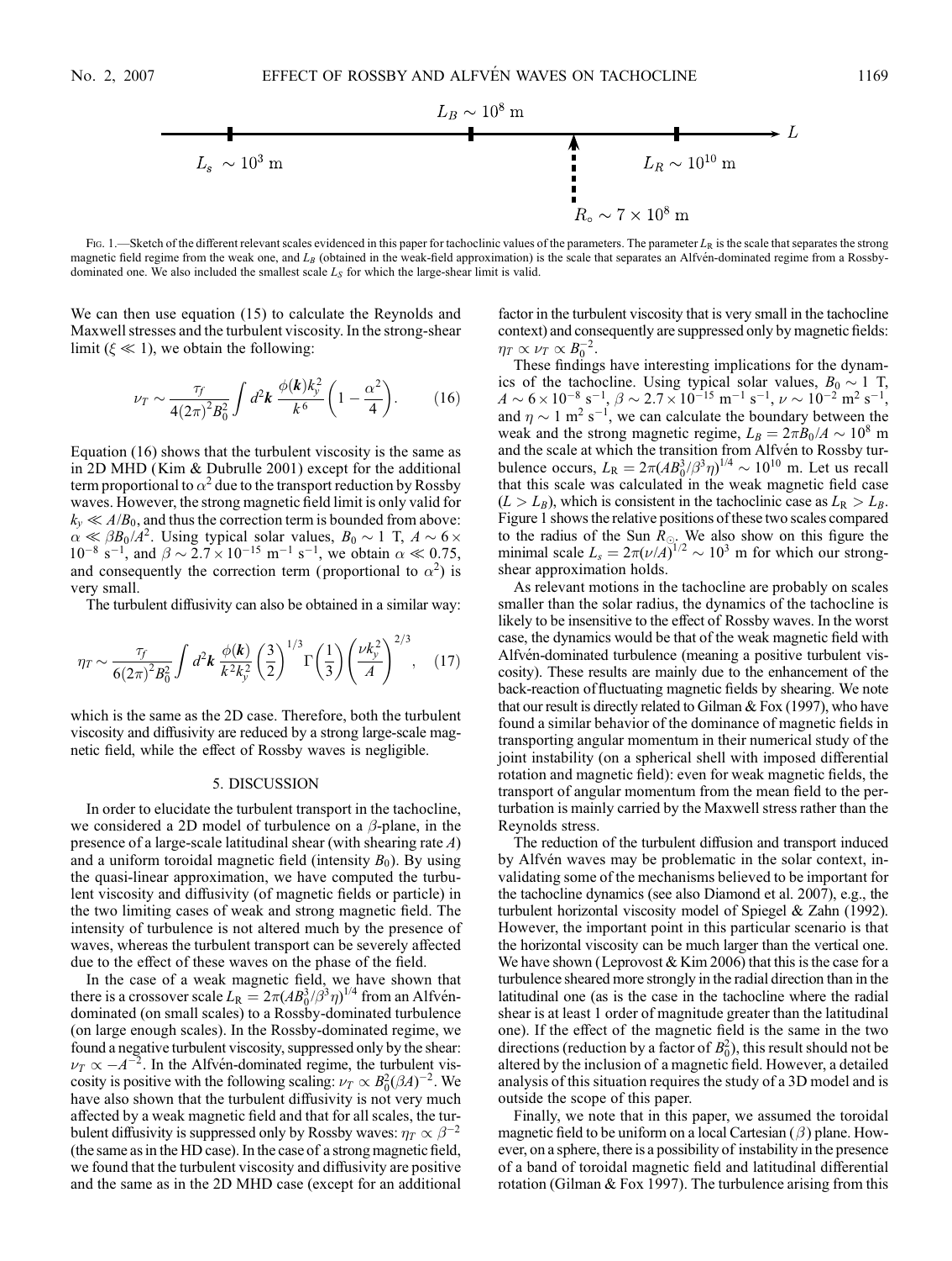$L_B \sim 10^8$ m

$L_s \sim 10^3$ m

$L_R \sim 10^{10}$ m

$R_\circ \sim 7 \times 10^8$ m

Fig. 1.—Sketch of the different relevant scales evidenced in this paper for tachoclinic values of the parameters. The parameter $L_R$ is the scale that separates the strong magnetic field regime from the weak one, and $L_B$ (obtained in the weak-field approximation) is the scale that separates an Alfvén-dominated regime from a Rossby-dominated one. We also included the smallest scale $L_S$ for which the large-shear limit is valid.

We can then use equation (15) to calculate the Reynolds and Maxwell stresses and the turbulent viscosity. In the strong-shear limit ($\xi \ll 1$), we obtain the following:

$$\nu_T \sim \frac{\tau_f}{4(2\pi)^2 B_0^2} \int d^2\boldsymbol{k}\, \frac{\phi(\boldsymbol{k}) k_y^2}{k^6} \left(1 - \frac{\alpha^2}{4}\right). \tag{16}$$

Equation (16) shows that the turbulent viscosity is the same as in 2D MHD (Kim & Dubrulle 2001) except for the additional term proportional to $\alpha^2$ due to the transport reduction by Rossby waves. However, the strong magnetic field limit is only valid for $k_y \ll A/B_0$, and thus the correction term is bounded from above: $\alpha \ll \beta B_0/A^2$. Using typical solar values, $B_0 \sim 1$ T, $A \sim 6 \times 10^{-8}$ s$^{-1}$, and $\beta \sim 2.7 \times 10^{-15}$ m$^{-1}$ s$^{-1}$, we obtain $\alpha \ll 0.75$, and consequently the correction term (proportional to $\alpha^2$) is very small.

The turbulent diffusivity can also be obtained in a similar way:

$$\eta_T \sim \frac{\tau_f}{6(2\pi)^2 B_0^2} \int d^2\boldsymbol{k}\, \frac{\phi(\boldsymbol{k})}{k^2 k_y^2} \left(\frac{3}{2}\right)^{1/3} \Gamma\left(\frac{1}{3}\right) \left(\frac{\nu k_y^2}{A}\right)^{2/3}, \tag{17}$$

which is the same as the 2D case. Therefore, both the turbulent viscosity and diffusivity are reduced by a strong large-scale magnetic field, while the effect of Rossby waves is negligible.

## 5. DISCUSSION

In order to elucidate the turbulent transport in the tachocline, we considered a 2D model of turbulence on a $\beta$-plane, in the presence of a large-scale latitudinal shear (with shearing rate $A$) and a uniform toroidal magnetic field (intensity $B_0$). By using the quasi-linear approximation, we have computed the turbulent viscosity and diffusivity (of magnetic fields or particle) in the two limiting cases of weak and strong magnetic field. The intensity of turbulence is not altered much by the presence of waves, whereas the turbulent transport can be severely affected due to the effect of these waves on the phase of the field.

In the case of a weak magnetic field, we have shown that there is a crossover scale $L_R = 2\pi(AB_0^3/\beta^3\eta)^{1/4}$ from an Alfvén-dominated (on small scales) to a Rossby-dominated turbulence (on large enough scales). In the Rossby-dominated regime, we found a negative turbulent viscosity, suppressed only by the shear: $\nu_T \propto -A^{-2}$. In the Alfvén-dominated regime, the turbulent viscosity is positive with the following scaling: $\nu_T \propto B_0^2(\beta A)^{-2}$. We have also shown that the turbulent diffusivity is not very much affected by a weak magnetic field and that for all scales, the turbulent diffusivity is suppressed only by Rossby waves: $\eta_T \propto \beta^{-2}$ (the same as in the HD case). In the case of a strong magnetic field, we found that the turbulent viscosity and diffusivity are positive and the same as in the 2D MHD case (except for an additional factor in the turbulent viscosity that is very small in the tachocline context) and consequently are suppressed only by magnetic fields: $\eta_T \propto \nu_T \propto B_0^{-2}$.

These findings have interesting implications for the dynamics of the tachocline. Using typical solar values, $B_0 \sim 1$ T, $A \sim 6 \times 10^{-8}$ s$^{-1}$, $\beta \sim 2.7 \times 10^{-15}$ m$^{-1}$ s$^{-1}$, $\nu \sim 10^{-2}$ m$^2$ s$^{-1}$, and $\eta \sim 1$ m$^2$ s$^{-1}$, we can calculate the boundary between the weak and the strong magnetic regime, $L_B = 2\pi B_0/A \sim 10^8$ m and the scale at which the transition from Alfvén to Rossby turbulence occurs, $L_R = 2\pi(AB_0^3/\beta^3\eta)^{1/4} \sim 10^{10}$ m. Let us recall that this scale was calculated in the weak magnetic field case ($L > L_B$), which is consistent in the tachoclinic case as $L_R > L_B$. Figure 1 shows the relative positions of these two scales compared to the radius of the Sun $R_\odot$. We also show on this figure the minimal scale $L_s = 2\pi(\nu/A)^{1/2} \sim 10^3$ m for which our strong-shear approximation holds.

As relevant motions in the tachocline are probably on scales smaller than the solar radius, the dynamics of the tachocline is likely to be insensitive to the effect of Rossby waves. In the worst case, the dynamics would be that of the weak magnetic field with Alfvén-dominated turbulence (meaning a positive turbulent viscosity). These results are mainly due to the enhancement of the back-reaction of fluctuating magnetic fields by shearing. We note that our result is directly related to Gilman & Fox (1997), who have found a similar behavior of the dominance of magnetic fields in transporting angular momentum in their numerical study of the joint instability (on a spherical shell with imposed differential rotation and magnetic field): even for weak magnetic fields, the transport of angular momentum from the mean field to the perturbation is mainly carried by the Maxwell stress rather than the Reynolds stress.

The reduction of the turbulent diffusion and transport induced by Alfvén waves may be problematic in the solar context, invalidating some of the mechanisms believed to be important for the tachocline dynamics (see also Diamond et al. 2007), e.g., the turbulent horizontal viscosity model of Spiegel & Zahn (1992). However, the important point in this particular scenario is that the horizontal viscosity can be much larger than the vertical one. We have shown (Leprovost & Kim 2006) that this is the case for a turbulence sheared more strongly in the radial direction than in the latitudinal one (as is the case in the tachocline where the radial shear is at least 1 order of magnitude greater than the latitudinal one). If the effect of the magnetic field is the same in the two directions (reduction by a factor of $B_0^2$), this result should not be altered by the inclusion of a magnetic field. However, a detailed analysis of this situation requires the study of a 3D model and is outside the scope of this paper.

Finally, we note that in this paper, we assumed the toroidal magnetic field to be uniform on a local Cartesian ($\beta$) plane. However, on a sphere, there is a possibility of instability in the presence of a band of toroidal magnetic field and latitudinal differential rotation (Gilman & Fox 1997). The turbulence arising from this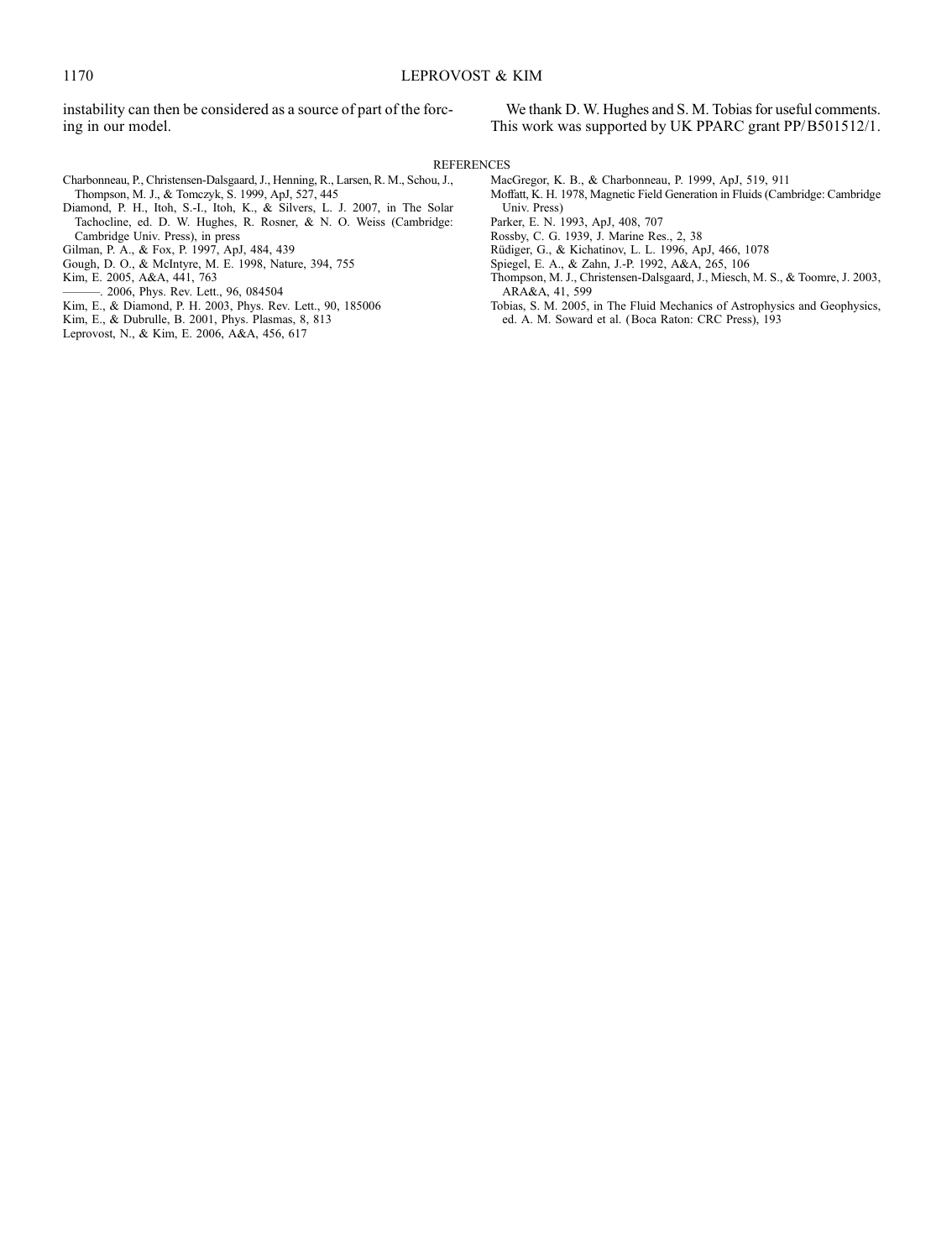instability can then be considered as a source of part of the forcing in our model.

We thank D. W. Hughes and S. M. Tobias for useful comments. This work was supported by UK PPARC grant PP/B501512/1.

## REFERENCES

Charbonneau, P., Christensen-Dalsgaard, J., Henning, R., Larsen, R. M., Schou, J., Thompson, M. J., & Tomczyk, S. 1999, ApJ, 527, 445

Diamond, P. H., Itoh, S.-I., Itoh, K., & Silvers, L. J. 2007, in The Solar Tachocline, ed. D. W. Hughes, R. Rosner, & N. O. Weiss (Cambridge: Cambridge Univ. Press), in press

Gilman, P. A., & Fox, P. 1997, ApJ, 484, 439

Gough, D. O., & McIntyre, M. E. 1998, Nature, 394, 755

Kim, E. 2005, A&A, 441, 763

———. 2006, Phys. Rev. Lett., 96, 084504

Kim, E., & Diamond, P. H. 2003, Phys. Rev. Lett., 90, 185006

Kim, E., & Dubrulle, B. 2001, Phys. Plasmas, 8, 813

Leprovost, N., & Kim, E. 2006, A&A, 456, 617

MacGregor, K. B., & Charbonneau, P. 1999, ApJ, 519, 911

Moffatt, K. H. 1978, Magnetic Field Generation in Fluids (Cambridge: Cambridge Univ. Press)

Parker, E. N. 1993, ApJ, 408, 707

Rossby, C. G. 1939, J. Marine Res., 2, 38

Rüdiger, G., & Kichatinov, L. L. 1996, ApJ, 466, 1078

Spiegel, E. A., & Zahn, J.-P. 1992, A&A, 265, 106

Thompson, M. J., Christensen-Dalsgaard, J., Miesch, M. S., & Toomre, J. 2003, ARA&A, 41, 599

Tobias, S. M. 2005, in The Fluid Mechanics of Astrophysics and Geophysics, ed. A. M. Soward et al. (Boca Raton: CRC Press), 193